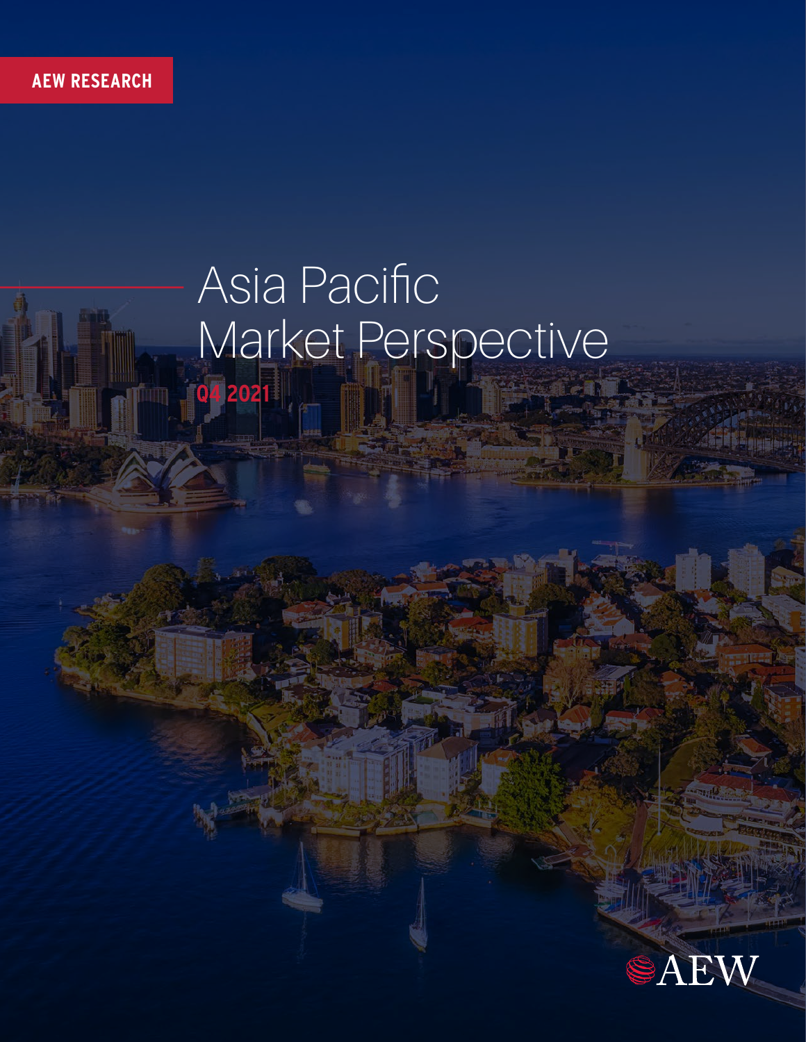AEW RESEARCH

# Asia Pacific Market Perspective

Q4 2021

AEW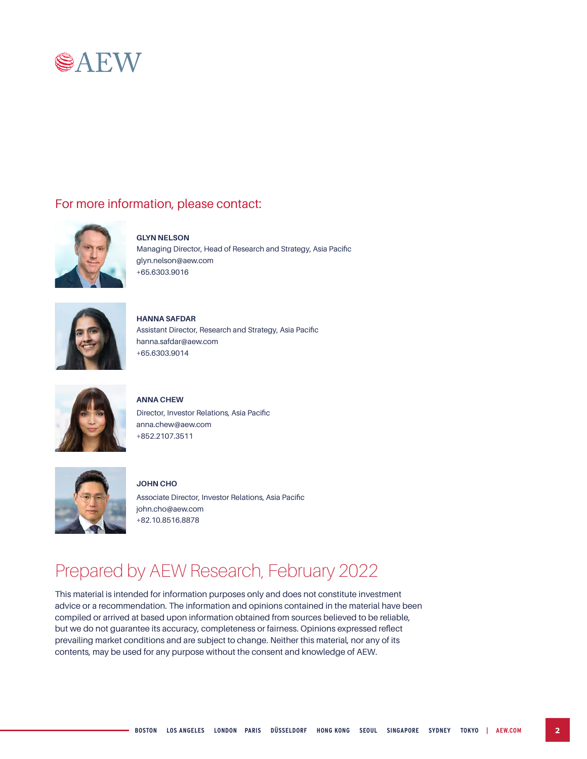## For more information, please contact:

**GLYN NELSON**
Managing Director, Head of Research and Strategy, Asia Pacific
glyn.nelson@aew.com
+65.6303.9016

**HANNA SAFDAR**
Assistant Director, Research and Strategy, Asia Pacific
hanna.safdar@aew.com
+65.6303.9014

**ANNA CHEW**
Director, Investor Relations, Asia Pacific
anna.chew@aew.com
+852.2107.3511

**JOHN CHO**
Associate Director, Investor Relations, Asia Pacific
john.cho@aew.com
+82.10.8516.8878

## Prepared by AEW Research, February 2022

This material is intended for information purposes only and does not constitute investment advice or a recommendation. The information and opinions contained in the material have been compiled or arrived at based upon information obtained from sources believed to be reliable, but we do not guarantee its accuracy, completeness or fairness. Opinions expressed reflect prevailing market conditions and are subject to change. Neither this material, nor any of its contents, may be used for any purpose without the consent and knowledge of AEW.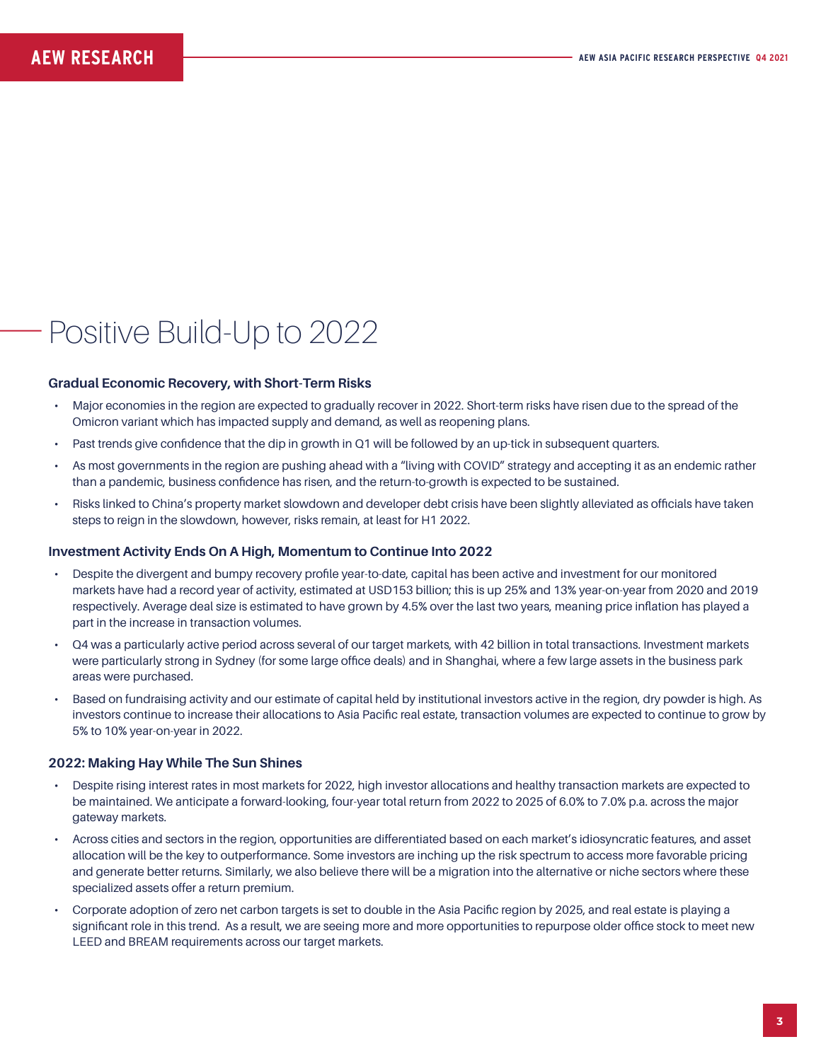# Positive Build-Up to 2022

### Gradual Economic Recovery, with Short-Term Risks

- Major economies in the region are expected to gradually recover in 2022. Short-term risks have risen due to the spread of the Omicron variant which has impacted supply and demand, as well as reopening plans.
- Past trends give confidence that the dip in growth in Q1 will be followed by an up-tick in subsequent quarters.
- As most governments in the region are pushing ahead with a "living with COVID" strategy and accepting it as an endemic rather than a pandemic, business confidence has risen, and the return-to-growth is expected to be sustained.
- Risks linked to China's property market slowdown and developer debt crisis have been slightly alleviated as officials have taken steps to reign in the slowdown, however, risks remain, at least for H1 2022.

### Investment Activity Ends On A High, Momentum to Continue Into 2022

- Despite the divergent and bumpy recovery profile year-to-date, capital has been active and investment for our monitored markets have had a record year of activity, estimated at USD153 billion; this is up 25% and 13% year-on-year from 2020 and 2019 respectively. Average deal size is estimated to have grown by 4.5% over the last two years, meaning price inflation has played a part in the increase in transaction volumes.
- Q4 was a particularly active period across several of our target markets, with 42 billion in total transactions. Investment markets were particularly strong in Sydney (for some large office deals) and in Shanghai, where a few large assets in the business park areas were purchased.
- Based on fundraising activity and our estimate of capital held by institutional investors active in the region, dry powder is high. As investors continue to increase their allocations to Asia Pacific real estate, transaction volumes are expected to continue to grow by 5% to 10% year-on-year in 2022.

### 2022: Making Hay While The Sun Shines

- Despite rising interest rates in most markets for 2022, high investor allocations and healthy transaction markets are expected to be maintained. We anticipate a forward-looking, four-year total return from 2022 to 2025 of 6.0% to 7.0% p.a. across the major gateway markets.
- Across cities and sectors in the region, opportunities are differentiated based on each market's idiosyncratic features, and asset allocation will be the key to outperformance. Some investors are inching up the risk spectrum to access more favorable pricing and generate better returns. Similarly, we also believe there will be a migration into the alternative or niche sectors where these specialized assets offer a return premium.
- Corporate adoption of zero net carbon targets is set to double in the Asia Pacific region by 2025, and real estate is playing a significant role in this trend. As a result, we are seeing more and more opportunities to repurpose older office stock to meet new LEED and BREAM requirements across our target markets.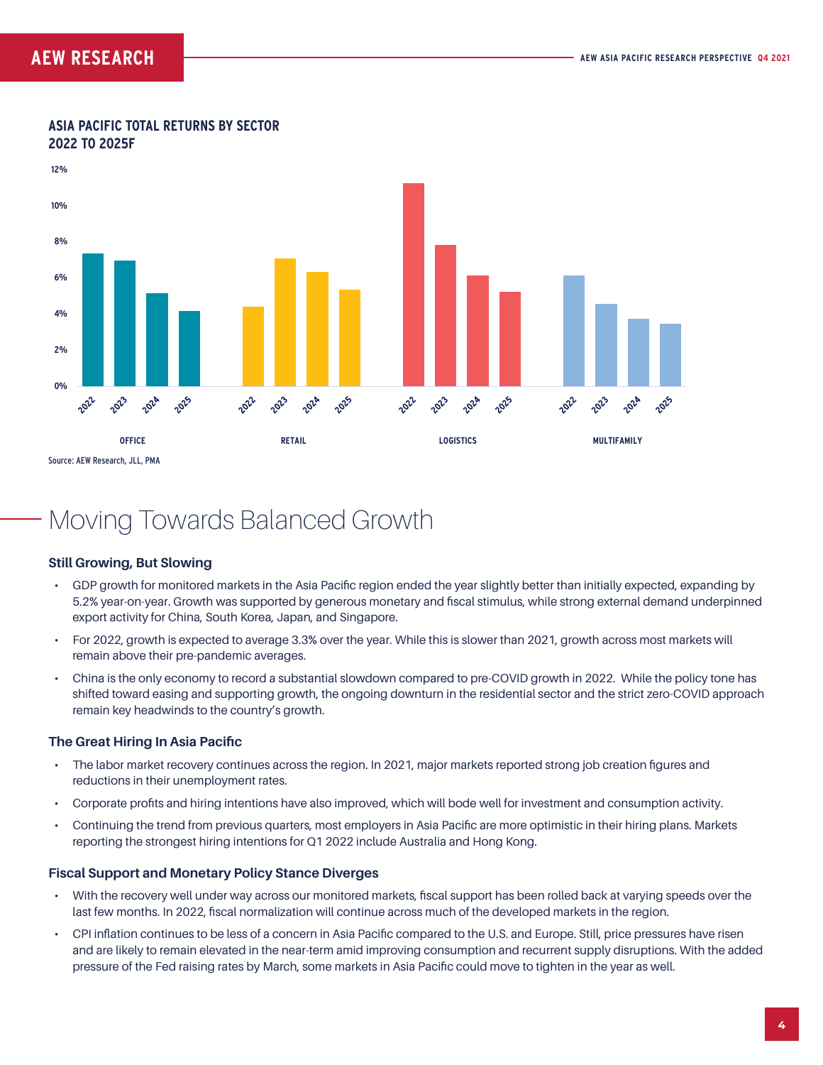**ASIA PACIFIC TOTAL RETURNS BY SECTOR 2022 TO 2025F**

Source: AEW Research, JLL, PMA

# Moving Towards Balanced Growth

### Still Growing, But Slowing

- GDP growth for monitored markets in the Asia Pacific region ended the year slightly better than initially expected, expanding by 5.2% year-on-year. Growth was supported by generous monetary and fiscal stimulus, while strong external demand underpinned export activity for China, South Korea, Japan, and Singapore.
- For 2022, growth is expected to average 3.3% over the year. While this is slower than 2021, growth across most markets will remain above their pre-pandemic averages.
- China is the only economy to record a substantial slowdown compared to pre-COVID growth in 2022. While the policy tone has shifted toward easing and supporting growth, the ongoing downturn in the residential sector and the strict zero-COVID approach remain key headwinds to the country's growth.

### The Great Hiring In Asia Pacific

- The labor market recovery continues across the region. In 2021, major markets reported strong job creation figures and reductions in their unemployment rates.
- Corporate profits and hiring intentions have also improved, which will bode well for investment and consumption activity.
- Continuing the trend from previous quarters, most employers in Asia Pacific are more optimistic in their hiring plans. Markets reporting the strongest hiring intentions for Q1 2022 include Australia and Hong Kong.

### Fiscal Support and Monetary Policy Stance Diverges

- With the recovery well under way across our monitored markets, fiscal support has been rolled back at varying speeds over the last few months. In 2022, fiscal normalization will continue across much of the developed markets in the region.
- CPI inflation continues to be less of a concern in Asia Pacific compared to the U.S. and Europe. Still, price pressures have risen and are likely to remain elevated in the near-term amid improving consumption and recurrent supply disruptions. With the added pressure of the Fed raising rates by March, some markets in Asia Pacific could move to tighten in the year as well.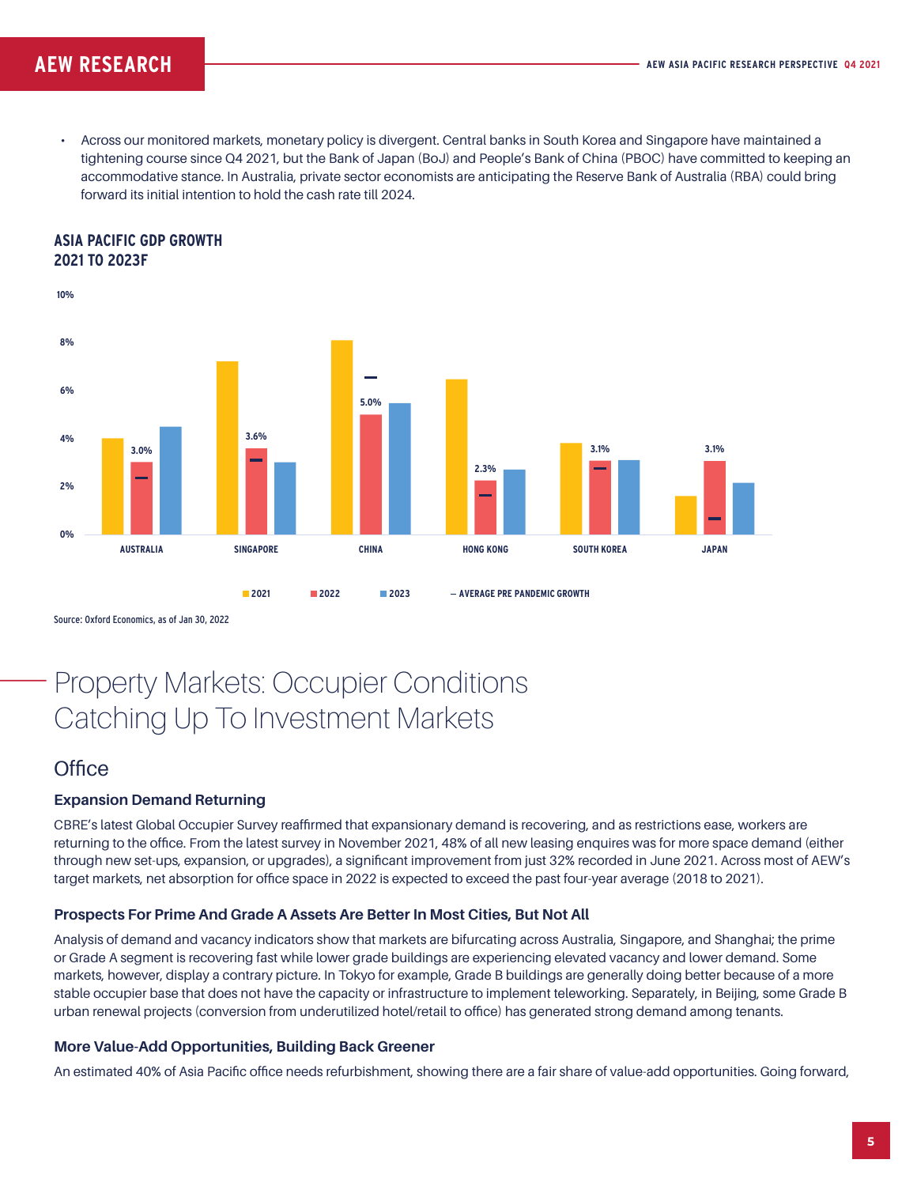- Across our monitored markets, monetary policy is divergent. Central banks in South Korea and Singapore have maintained a tightening course since Q4 2021, but the Bank of Japan (BoJ) and People's Bank of China (PBOC) have committed to keeping an accommodative stance. In Australia, private sector economists are anticipating the Reserve Bank of Australia (RBA) could bring forward its initial intention to hold the cash rate till 2024.

**ASIA PACIFIC GDP GROWTH 2021 TO 2023F**

| | 2022 |
|---|---|
| AUSTRALIA | 3.0% |
| SINGAPORE | 3.6% |
| CHINA | 5.0% |
| HONG KONG | 2.3% |
| SOUTH KOREA | 3.1% |
| JAPAN | 3.1% |

■ 2021 ■ 2022 ■ 2023 — AVERAGE PRE PANDEMIC GROWTH

Source: Oxford Economics, as of Jan 30, 2022

# Property Markets: Occupier Conditions Catching Up To Investment Markets

## Office

### Expansion Demand Returning

CBRE's latest Global Occupier Survey reaffirmed that expansionary demand is recovering, and as restrictions ease, workers are returning to the office. From the latest survey in November 2021, 48% of all new leasing enquires was for more space demand (either through new set-ups, expansion, or upgrades), a significant improvement from just 32% recorded in June 2021. Across most of AEW's target markets, net absorption for office space in 2022 is expected to exceed the past four-year average (2018 to 2021).

### Prospects For Prime And Grade A Assets Are Better In Most Cities, But Not All

Analysis of demand and vacancy indicators show that markets are bifurcating across Australia, Singapore, and Shanghai; the prime or Grade A segment is recovering fast while lower grade buildings are experiencing elevated vacancy and lower demand. Some markets, however, display a contrary picture. In Tokyo for example, Grade B buildings are generally doing better because of a more stable occupier base that does not have the capacity or infrastructure to implement teleworking. Separately, in Beijing, some Grade B urban renewal projects (conversion from underutilized hotel/retail to office) has generated strong demand among tenants.

### More Value-Add Opportunities, Building Back Greener

An estimated 40% of Asia Pacific office needs refurbishment, showing there are a fair share of value-add opportunities. Going forward,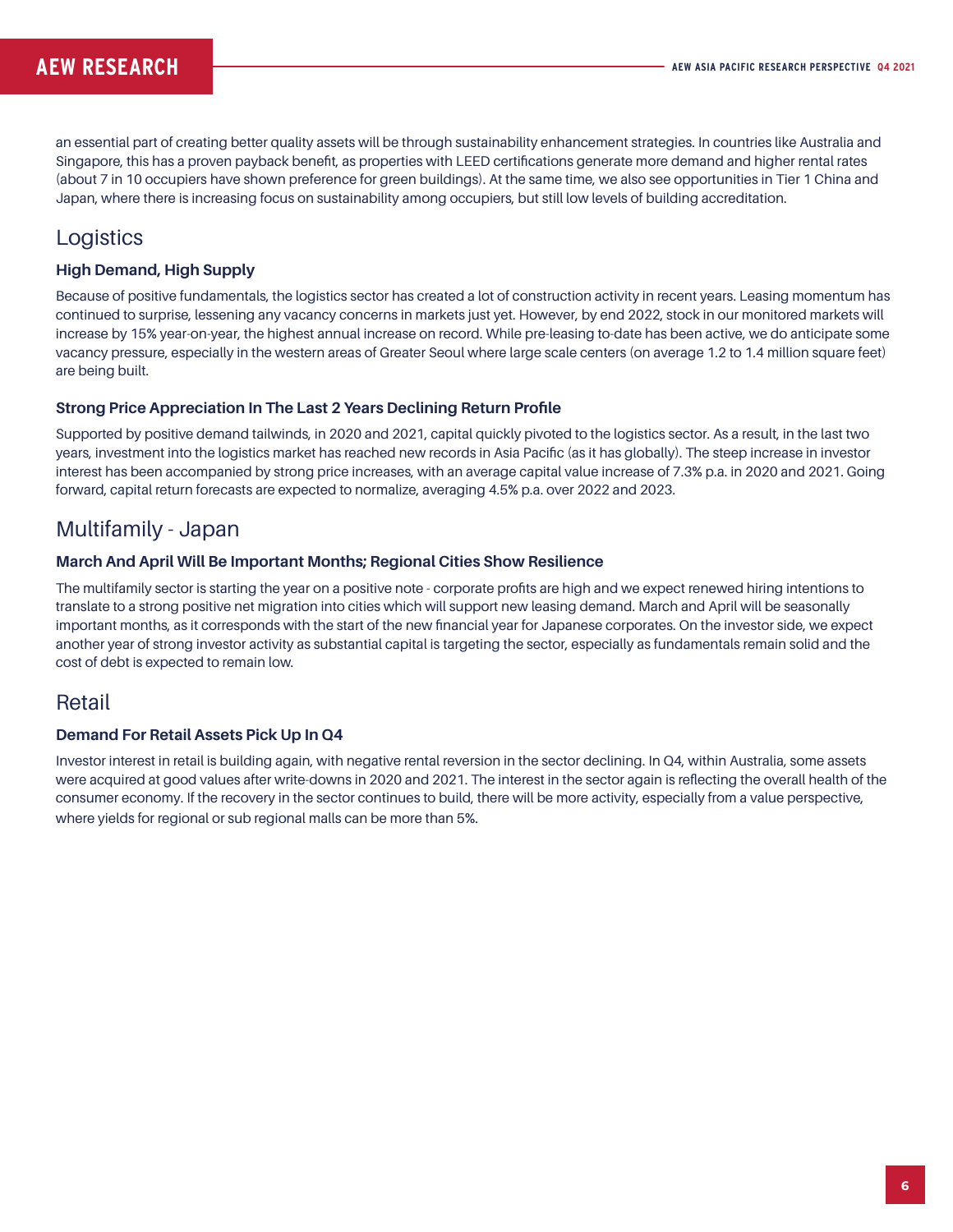an essential part of creating better quality assets will be through sustainability enhancement strategies. In countries like Australia and Singapore, this has a proven payback benefit, as properties with LEED certifications generate more demand and higher rental rates (about 7 in 10 occupiers have shown preference for green buildings). At the same time, we also see opportunities in Tier 1 China and Japan, where there is increasing focus on sustainability among occupiers, but still low levels of building accreditation.

## Logistics

### High Demand, High Supply

Because of positive fundamentals, the logistics sector has created a lot of construction activity in recent years. Leasing momentum has continued to surprise, lessening any vacancy concerns in markets just yet. However, by end 2022, stock in our monitored markets will increase by 15% year-on-year, the highest annual increase on record. While pre-leasing to-date has been active, we do anticipate some vacancy pressure, especially in the western areas of Greater Seoul where large scale centers (on average 1.2 to 1.4 million square feet) are being built.

### Strong Price Appreciation In The Last 2 Years Declining Return Profile

Supported by positive demand tailwinds, in 2020 and 2021, capital quickly pivoted to the logistics sector. As a result, in the last two years, investment into the logistics market has reached new records in Asia Pacific (as it has globally). The steep increase in investor interest has been accompanied by strong price increases, with an average capital value increase of 7.3% p.a. in 2020 and 2021. Going forward, capital return forecasts are expected to normalize, averaging 4.5% p.a. over 2022 and 2023.

## Multifamily - Japan

### March And April Will Be Important Months; Regional Cities Show Resilience

The multifamily sector is starting the year on a positive note - corporate profits are high and we expect renewed hiring intentions to translate to a strong positive net migration into cities which will support new leasing demand. March and April will be seasonally important months, as it corresponds with the start of the new financial year for Japanese corporates. On the investor side, we expect another year of strong investor activity as substantial capital is targeting the sector, especially as fundamentals remain solid and the cost of debt is expected to remain low.

## Retail

### Demand For Retail Assets Pick Up In Q4

Investor interest in retail is building again, with negative rental reversion in the sector declining. In Q4, within Australia, some assets were acquired at good values after write-downs in 2020 and 2021. The interest in the sector again is reflecting the overall health of the consumer economy. If the recovery in the sector continues to build, there will be more activity, especially from a value perspective, where yields for regional or sub regional malls can be more than 5%.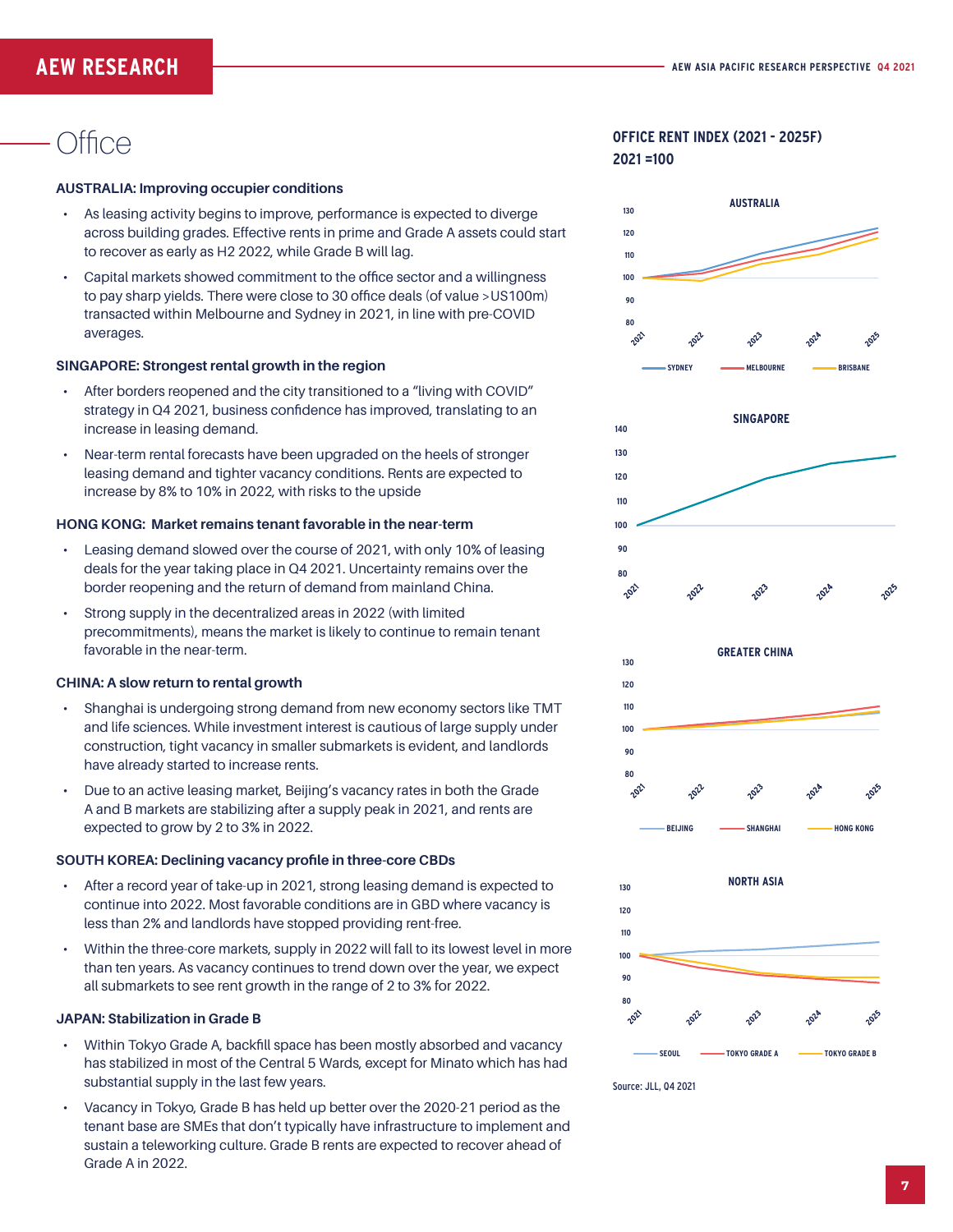# Office

### AUSTRALIA: Improving occupier conditions

- As leasing activity begins to improve, performance is expected to diverge across building grades. Effective rents in prime and Grade A assets could start to recover as early as H2 2022, while Grade B will lag.
- Capital markets showed commitment to the office sector and a willingness to pay sharp yields. There were close to 30 office deals (of value >US100m) transacted within Melbourne and Sydney in 2021, in line with pre-COVID averages.

### SINGAPORE: Strongest rental growth in the region

- After borders reopened and the city transitioned to a "living with COVID" strategy in Q4 2021, business confidence has improved, translating to an increase in leasing demand.
- Near-term rental forecasts have been upgraded on the heels of stronger leasing demand and tighter vacancy conditions. Rents are expected to increase by 8% to 10% in 2022, with risks to the upside

### HONG KONG: Market remains tenant favorable in the near-term

- Leasing demand slowed over the course of 2021, with only 10% of leasing deals for the year taking place in Q4 2021. Uncertainty remains over the border reopening and the return of demand from mainland China.
- Strong supply in the decentralized areas in 2022 (with limited precommitments), means the market is likely to continue to remain tenant favorable in the near-term.

### CHINA: A slow return to rental growth

- Shanghai is undergoing strong demand from new economy sectors like TMT and life sciences. While investment interest is cautious of large supply under construction, tight vacancy in smaller submarkets is evident, and landlords have already started to increase rents.
- Due to an active leasing market, Beijing's vacancy rates in both the Grade A and B markets are stabilizing after a supply peak in 2021, and rents are expected to grow by 2 to 3% in 2022.

### SOUTH KOREA: Declining vacancy profile in three-core CBDs

- After a record year of take-up in 2021, strong leasing demand is expected to continue into 2022. Most favorable conditions are in GBD where vacancy is less than 2% and landlords have stopped providing rent-free.
- Within the three-core markets, supply in 2022 will fall to its lowest level in more than ten years. As vacancy continues to trend down over the year, we expect all submarkets to see rent growth in the range of 2 to 3% for 2022.

### JAPAN: Stabilization in Grade B

- Within Tokyo Grade A, backfill space has been mostly absorbed and vacancy has stabilized in most of the Central 5 Wards, except for Minato which has had substantial supply in the last few years.
- Vacancy in Tokyo, Grade B has held up better over the 2020-21 period as the tenant base are SMEs that don't typically have infrastructure to implement and sustain a teleworking culture. Grade B rents are expected to recover ahead of Grade A in 2022.

**OFFICE RENT INDEX (2021 - 2025F)**
**2021 =100**

Charts: AUSTRALIA (Sydney, Melbourne, Brisbane); SINGAPORE; GREATER CHINA (Beijing, Shanghai, Hong Kong); NORTH ASIA (Seoul, Tokyo Grade A, Tokyo Grade B)

Source: JLL, Q4 2021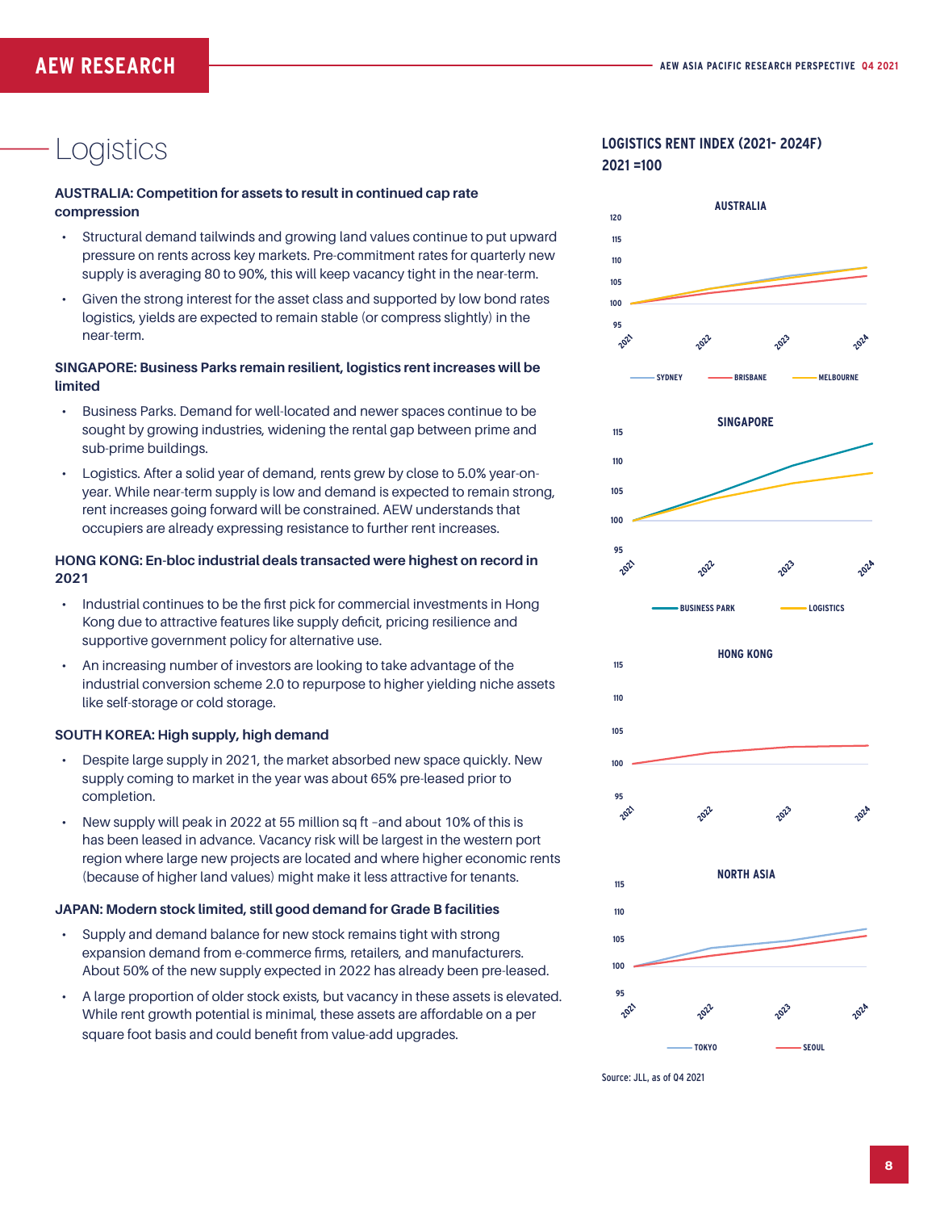# Logistics

**AUSTRALIA: Competition for assets to result in continued cap rate compression**

- Structural demand tailwinds and growing land values continue to put upward pressure on rents across key markets. Pre-commitment rates for quarterly new supply is averaging 80 to 90%, this will keep vacancy tight in the near-term.
- Given the strong interest for the asset class and supported by low bond rates logistics, yields are expected to remain stable (or compress slightly) in the near-term.

**SINGAPORE: Business Parks remain resilient, logistics rent increases will be limited**

- Business Parks. Demand for well-located and newer spaces continue to be sought by growing industries, widening the rental gap between prime and sub-prime buildings.
- Logistics. After a solid year of demand, rents grew by close to 5.0% year-on-year. While near-term supply is low and demand is expected to remain strong, rent increases going forward will be constrained. AEW understands that occupiers are already expressing resistance to further rent increases.

**HONG KONG: En-bloc industrial deals transacted were highest on record in 2021**

- Industrial continues to be the first pick for commercial investments in Hong Kong due to attractive features like supply deficit, pricing resilience and supportive government policy for alternative use.
- An increasing number of investors are looking to take advantage of the industrial conversion scheme 2.0 to repurpose to higher yielding niche assets like self-storage or cold storage.

**SOUTH KOREA: High supply, high demand**

- Despite large supply in 2021, the market absorbed new space quickly. New supply coming to market in the year was about 65% pre-leased prior to completion.
- New supply will peak in 2022 at 55 million sq ft –and about 10% of this is has been leased in advance. Vacancy risk will be largest in the western port region where large new projects are located and where higher economic rents (because of higher land values) might make it less attractive for tenants.

**JAPAN: Modern stock limited, still good demand for Grade B facilities**

- Supply and demand balance for new stock remains tight with strong expansion demand from e-commerce firms, retailers, and manufacturers. About 50% of the new supply expected in 2022 has already been pre-leased.
- A large proportion of older stock exists, but vacancy in these assets is elevated. While rent growth potential is minimal, these assets are affordable on a per square foot basis and could benefit from value-add upgrades.

**LOGISTICS RENT INDEX (2021- 2024F)**
**2021 =100**

AUSTRALIA (Sydney, Brisbane, Melbourne)

SINGAPORE (Business Park, Logistics)

HONG KONG

NORTH ASIA (Tokyo, Seoul)

Source: JLL, as of Q4 2021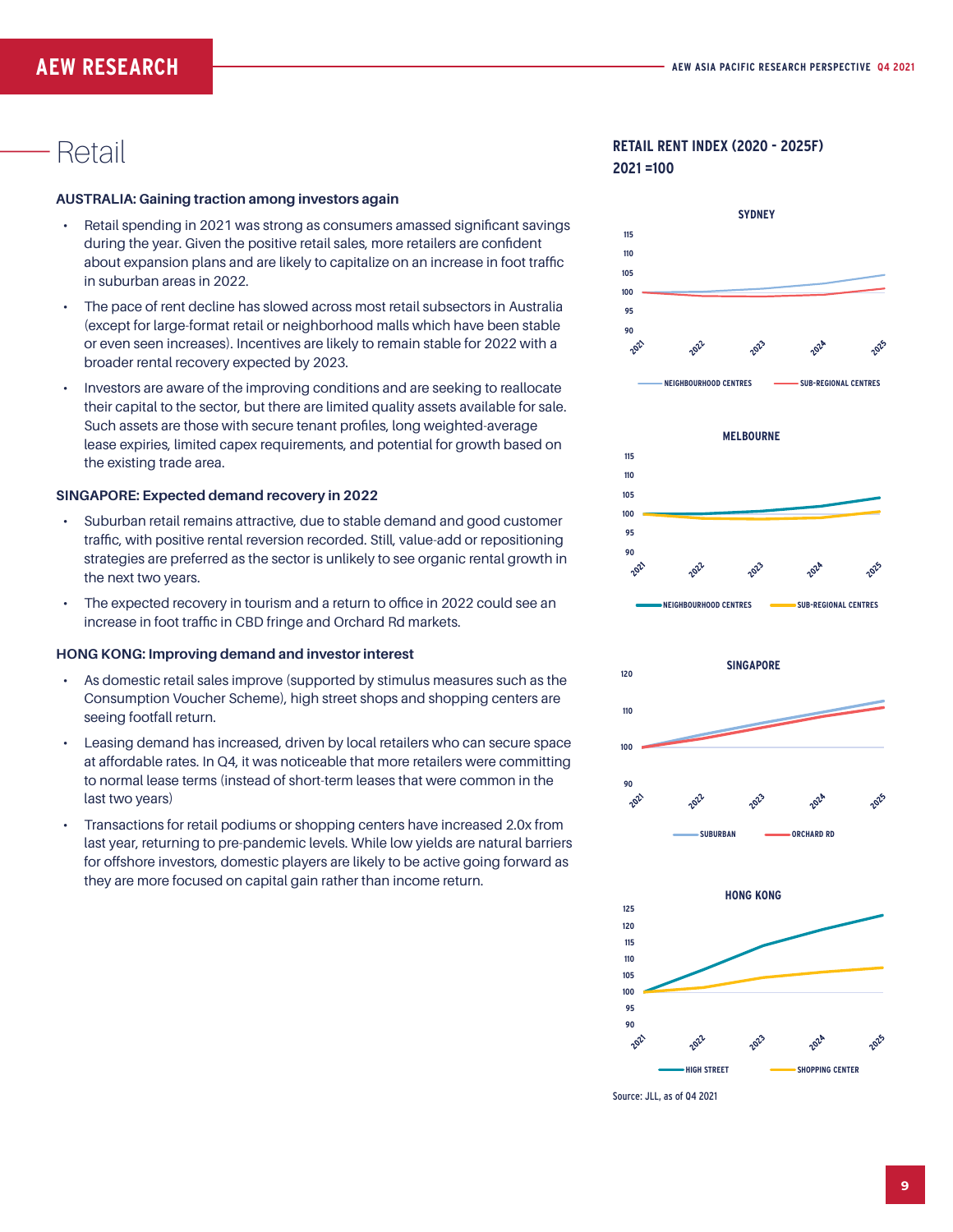# Retail

### AUSTRALIA: Gaining traction among investors again

- Retail spending in 2021 was strong as consumers amassed significant savings during the year. Given the positive retail sales, more retailers are confident about expansion plans and are likely to capitalize on an increase in foot traffic in suburban areas in 2022.
- The pace of rent decline has slowed across most retail subsectors in Australia (except for large-format retail or neighborhood malls which have been stable or even seen increases). Incentives are likely to remain stable for 2022 with a broader rental recovery expected by 2023.
- Investors are aware of the improving conditions and are seeking to reallocate their capital to the sector, but there are limited quality assets available for sale. Such assets are those with secure tenant profiles, long weighted-average lease expiries, limited capex requirements, and potential for growth based on the existing trade area.

### SINGAPORE: Expected demand recovery in 2022

- Suburban retail remains attractive, due to stable demand and good customer traffic, with positive rental reversion recorded. Still, value-add or repositioning strategies are preferred as the sector is unlikely to see organic rental growth in the next two years.
- The expected recovery in tourism and a return to office in 2022 could see an increase in foot traffic in CBD fringe and Orchard Rd markets.

### HONG KONG: Improving demand and investor interest

- As domestic retail sales improve (supported by stimulus measures such as the Consumption Voucher Scheme), high street shops and shopping centers are seeing footfall return.
- Leasing demand has increased, driven by local retailers who can secure space at affordable rates. In Q4, it was noticeable that more retailers were committing to normal lease terms (instead of short-term leases that were common in the last two years)
- Transactions for retail podiums or shopping centers have increased 2.0x from last year, returning to pre-pandemic levels. While low yields are natural barriers for offshore investors, domestic players are likely to be active going forward as they are more focused on capital gain rather than income return.

**RETAIL RENT INDEX (2020 - 2025F)**
**2021 =100**

Source: JLL, as of Q4 2021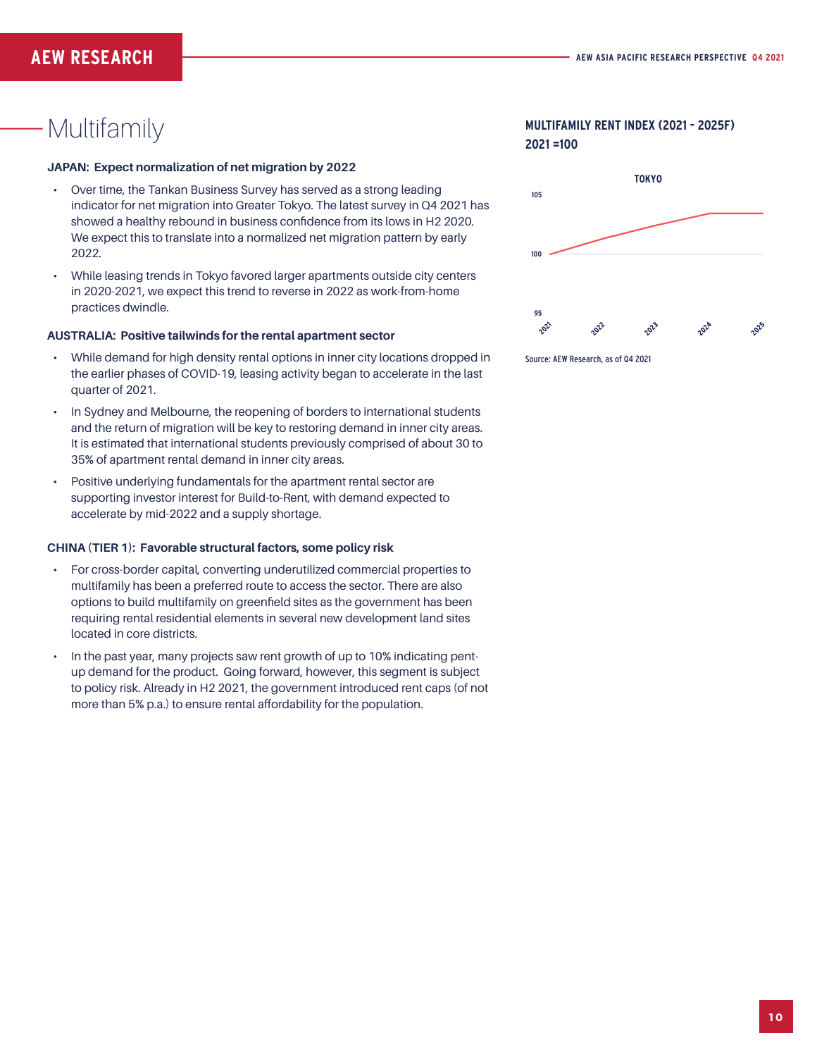## Multifamily

**JAPAN: Expect normalization of net migration by 2022**

- Over time, the Tankan Business Survey has served as a strong leading indicator for net migration into Greater Tokyo. The latest survey in Q4 2021 has showed a healthy rebound in business confidence from its lows in H2 2020. We expect this to translate into a normalized net migration pattern by early 2022.
- While leasing trends in Tokyo favored larger apartments outside city centers in 2020-2021, we expect this trend to reverse in 2022 as work-from-home practices dwindle.

**AUSTRALIA: Positive tailwinds for the rental apartment sector**

- While demand for high density rental options in inner city locations dropped in the earlier phases of COVID-19, leasing activity began to accelerate in the last quarter of 2021.
- In Sydney and Melbourne, the reopening of borders to international students and the return of migration will be key to restoring demand in inner city areas. It is estimated that international students previously comprised of about 30 to 35% of apartment rental demand in inner city areas.
- Positive underlying fundamentals for the apartment rental sector are supporting investor interest for Build-to-Rent, with demand expected to accelerate by mid-2022 and a supply shortage.

**CHINA (TIER 1): Favorable structural factors, some policy risk**

- For cross-border capital, converting underutilized commercial properties to multifamily has been a preferred route to access the sector. There are also options to build multifamily on greenfield sites as the government has been requiring rental residential elements in several new development land sites located in core districts.
- In the past year, many projects saw rent growth of up to 10% indicating pent-up demand for the product. Going forward, however, this segment is subject to policy risk. Already in H2 2021, the government introduced rent caps (of not more than 5% p.a.) to ensure rental affordability for the population.

**MULTIFAMILY RENT INDEX (2021 - 2025F)**
**2021 =100**

TOKYO

105
100
95

2021
2022
2023
2024
2025

Source: AEW Research, as of Q4 2021